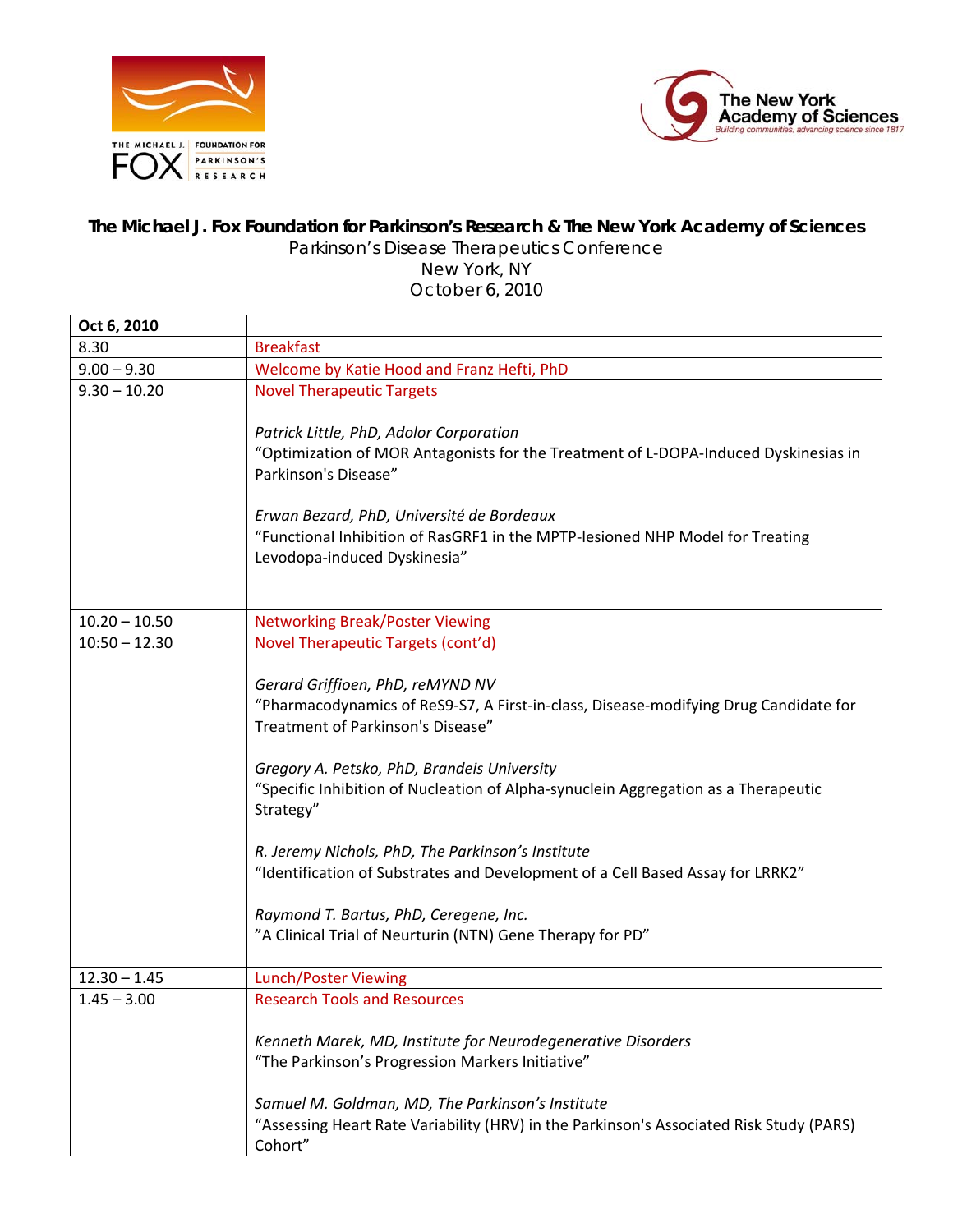The Michael J. Fox Foundation for Parkinson's Research

The New York Academy of Sciences
Building communities, advancing science since 1817

**The Michael J. Fox Foundation for Parkinson's Research & The New York Academy of Sciences**
Parkinson's Disease Therapeutics Conference
New York, NY
October 6, 2010

| Oct 6, 2010 | |
|---|---|
| 8.30 | Breakfast |
| 9.00 – 9.30 | Welcome by Katie Hood and Franz Hefti, PhD |
| 9.30 – 10.20 | Novel Therapeutic Targets<br><br>*Patrick Little, PhD, Adolor Corporation*<br>"Optimization of MOR Antagonists for the Treatment of L-DOPA-Induced Dyskinesias in Parkinson's Disease"<br><br>*Erwan Bezard, PhD, Université de Bordeaux*<br>"Functional Inhibition of RasGRF1 in the MPTP-lesioned NHP Model for Treating Levodopa-induced Dyskinesia" |
| 10.20 – 10.50 | Networking Break/Poster Viewing |
| 10:50 – 12.30 | Novel Therapeutic Targets (cont'd)<br><br>*Gerard Griffioen, PhD, reMYND NV*<br>"Pharmacodynamics of ReS9-S7, A First-in-class, Disease-modifying Drug Candidate for Treatment of Parkinson's Disease"<br><br>*Gregory A. Petsko, PhD, Brandeis University*<br>"Specific Inhibition of Nucleation of Alpha-synuclein Aggregation as a Therapeutic Strategy"<br><br>*R. Jeremy Nichols, PhD, The Parkinson's Institute*<br>"Identification of Substrates and Development of a Cell Based Assay for LRRK2"<br><br>*Raymond T. Bartus, PhD, Ceregene, Inc.*<br>"A Clinical Trial of Neurturin (NTN) Gene Therapy for PD" |
| 12.30 – 1.45 | Lunch/Poster Viewing |
| 1.45 – 3.00 | Research Tools and Resources<br><br>*Kenneth Marek, MD, Institute for Neurodegenerative Disorders*<br>"The Parkinson's Progression Markers Initiative"<br><br>*Samuel M. Goldman, MD, The Parkinson's Institute*<br>"Assessing Heart Rate Variability (HRV) in the Parkinson's Associated Risk Study (PARS) Cohort" |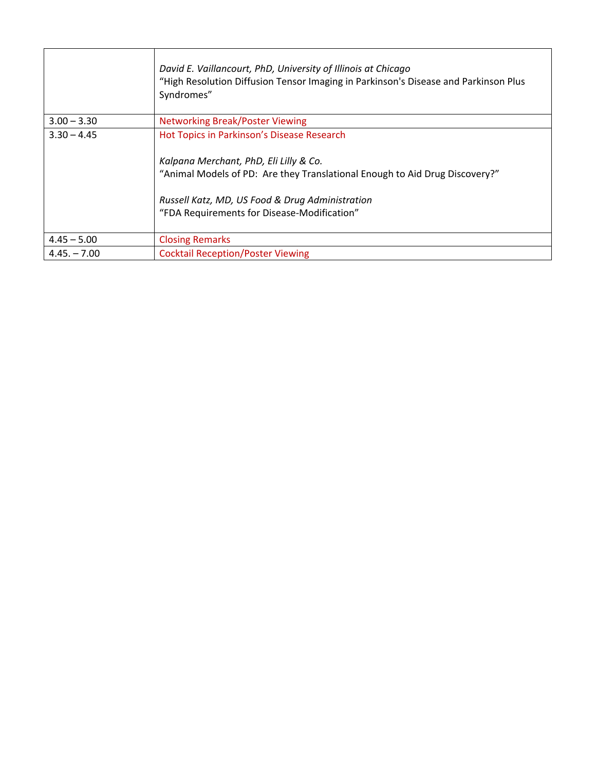| | |
|---|---|
| | *David E. Vaillancourt, PhD, University of Illinois at Chicago*<br>"High Resolution Diffusion Tensor Imaging in Parkinson's Disease and Parkinson Plus Syndromes" |
| 3.00 – 3.30 | Networking Break/Poster Viewing |
| 3.30 – 4.45 | Hot Topics in Parkinson's Disease Research<br><br>*Kalpana Merchant, PhD, Eli Lilly & Co.*<br>"Animal Models of PD: Are they Translational Enough to Aid Drug Discovery?"<br><br>*Russell Katz, MD, US Food & Drug Administration*<br>"FDA Requirements for Disease-Modification" |
| 4.45 – 5.00 | Closing Remarks |
| 4.45. – 7.00 | Cocktail Reception/Poster Viewing |